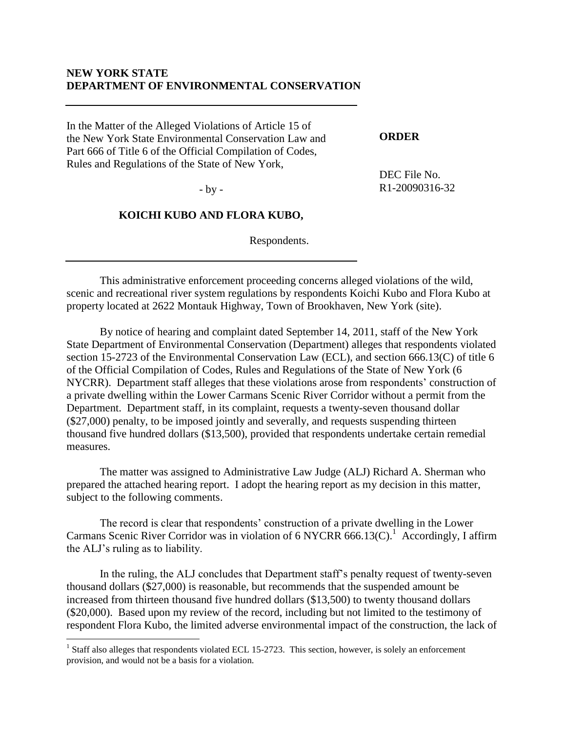**NEW YORK STATE**
**DEPARTMENT OF ENVIRONMENTAL CONSERVATION**

---

In the Matter of the Alleged Violations of Article 15 of the New York State Environmental Conservation Law and Part 666 of Title 6 of the Official Compilation of Codes, Rules and Regulations of the State of New York,

- by -

**KOICHI KUBO AND FLORA KUBO,**

Respondents.

---

**ORDER**

DEC File No. R1-20090316-32

This administrative enforcement proceeding concerns alleged violations of the wild, scenic and recreational river system regulations by respondents Koichi Kubo and Flora Kubo at property located at 2622 Montauk Highway, Town of Brookhaven, New York (site).

By notice of hearing and complaint dated September 14, 2011, staff of the New York State Department of Environmental Conservation (Department) alleges that respondents violated section 15-2723 of the Environmental Conservation Law (ECL), and section 666.13(C) of title 6 of the Official Compilation of Codes, Rules and Regulations of the State of New York (6 NYCRR). Department staff alleges that these violations arose from respondents' construction of a private dwelling within the Lower Carmans Scenic River Corridor without a permit from the Department. Department staff, in its complaint, requests a twenty-seven thousand dollar ($27,000) penalty, to be imposed jointly and severally, and requests suspending thirteen thousand five hundred dollars ($13,500), provided that respondents undertake certain remedial measures.

The matter was assigned to Administrative Law Judge (ALJ) Richard A. Sherman who prepared the attached hearing report. I adopt the hearing report as my decision in this matter, subject to the following comments.

The record is clear that respondents' construction of a private dwelling in the Lower Carmans Scenic River Corridor was in violation of 6 NYCRR 666.13(C).[1] Accordingly, I affirm the ALJ's ruling as to liability.

In the ruling, the ALJ concludes that Department staff's penalty request of twenty-seven thousand dollars ($27,000) is reasonable, but recommends that the suspended amount be increased from thirteen thousand five hundred dollars ($13,500) to twenty thousand dollars ($20,000). Based upon my review of the record, including but not limited to the testimony of respondent Flora Kubo, the limited adverse environmental impact of the construction, the lack of

---

[1] Staff also alleges that respondents violated ECL 15-2723. This section, however, is solely an enforcement provision, and would not be a basis for a violation.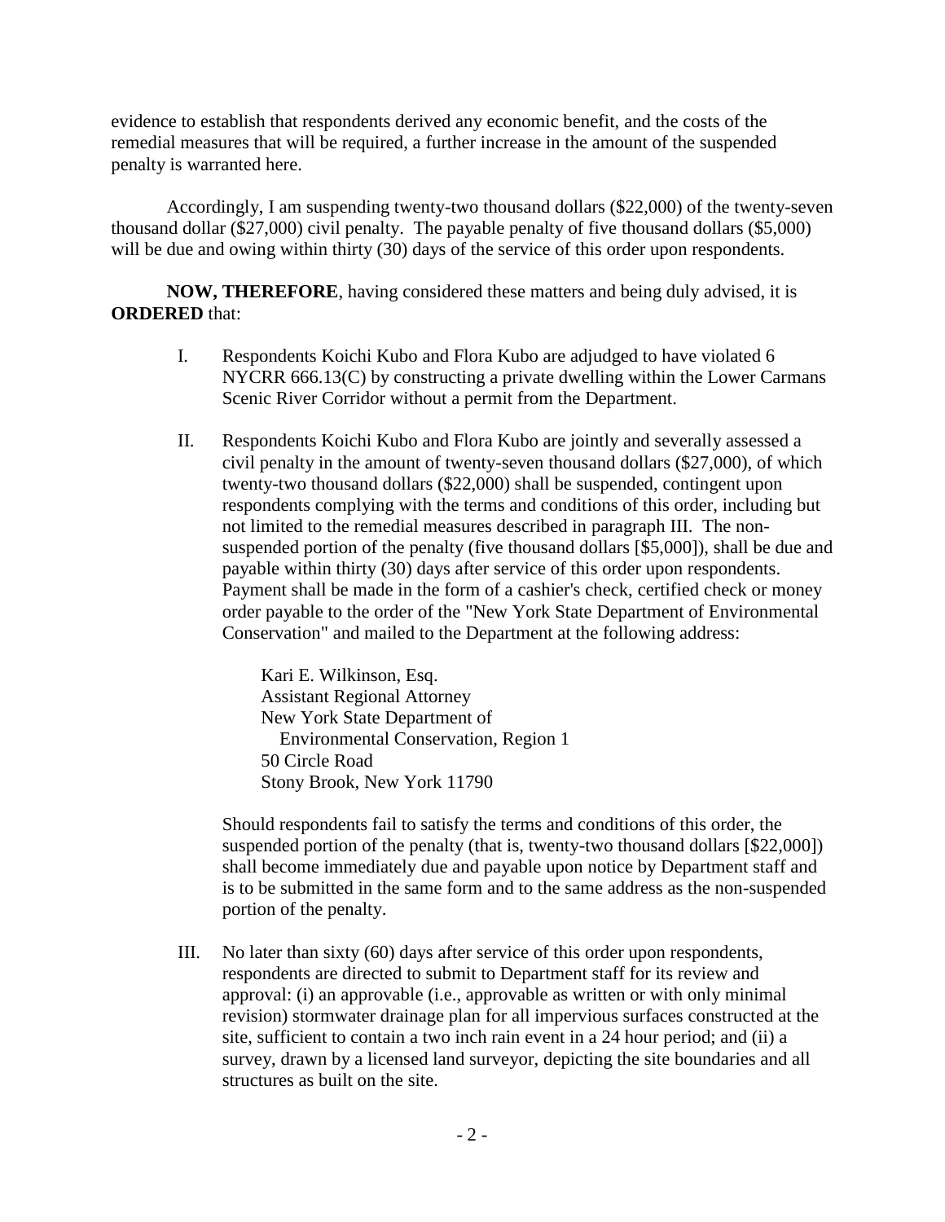evidence to establish that respondents derived any economic benefit, and the costs of the remedial measures that will be required, a further increase in the amount of the suspended penalty is warranted here.

Accordingly, I am suspending twenty-two thousand dollars ($22,000) of the twenty-seven thousand dollar ($27,000) civil penalty. The payable penalty of five thousand dollars ($5,000) will be due and owing within thirty (30) days of the service of this order upon respondents.

**NOW, THEREFORE**, having considered these matters and being duly advised, it is **ORDERED** that:

I. Respondents Koichi Kubo and Flora Kubo are adjudged to have violated 6 NYCRR 666.13(C) by constructing a private dwelling within the Lower Carmans Scenic River Corridor without a permit from the Department.

II. Respondents Koichi Kubo and Flora Kubo are jointly and severally assessed a civil penalty in the amount of twenty-seven thousand dollars ($27,000), of which twenty-two thousand dollars ($22,000) shall be suspended, contingent upon respondents complying with the terms and conditions of this order, including but not limited to the remedial measures described in paragraph III. The non-suspended portion of the penalty (five thousand dollars [$5,000]), shall be due and payable within thirty (30) days after service of this order upon respondents. Payment shall be made in the form of a cashier's check, certified check or money order payable to the order of the "New York State Department of Environmental Conservation" and mailed to the Department at the following address:

   Kari E. Wilkinson, Esq.
   Assistant Regional Attorney
   New York State Department of
   Environmental Conservation, Region 1
   50 Circle Road
   Stony Brook, New York 11790

   Should respondents fail to satisfy the terms and conditions of this order, the suspended portion of the penalty (that is, twenty-two thousand dollars [$22,000]) shall become immediately due and payable upon notice by Department staff and is to be submitted in the same form and to the same address as the non-suspended portion of the penalty.

III. No later than sixty (60) days after service of this order upon respondents, respondents are directed to submit to Department staff for its review and approval: (i) an approvable (i.e., approvable as written or with only minimal revision) stormwater drainage plan for all impervious surfaces constructed at the site, sufficient to contain a two inch rain event in a 24 hour period; and (ii) a survey, drawn by a licensed land surveyor, depicting the site boundaries and all structures as built on the site.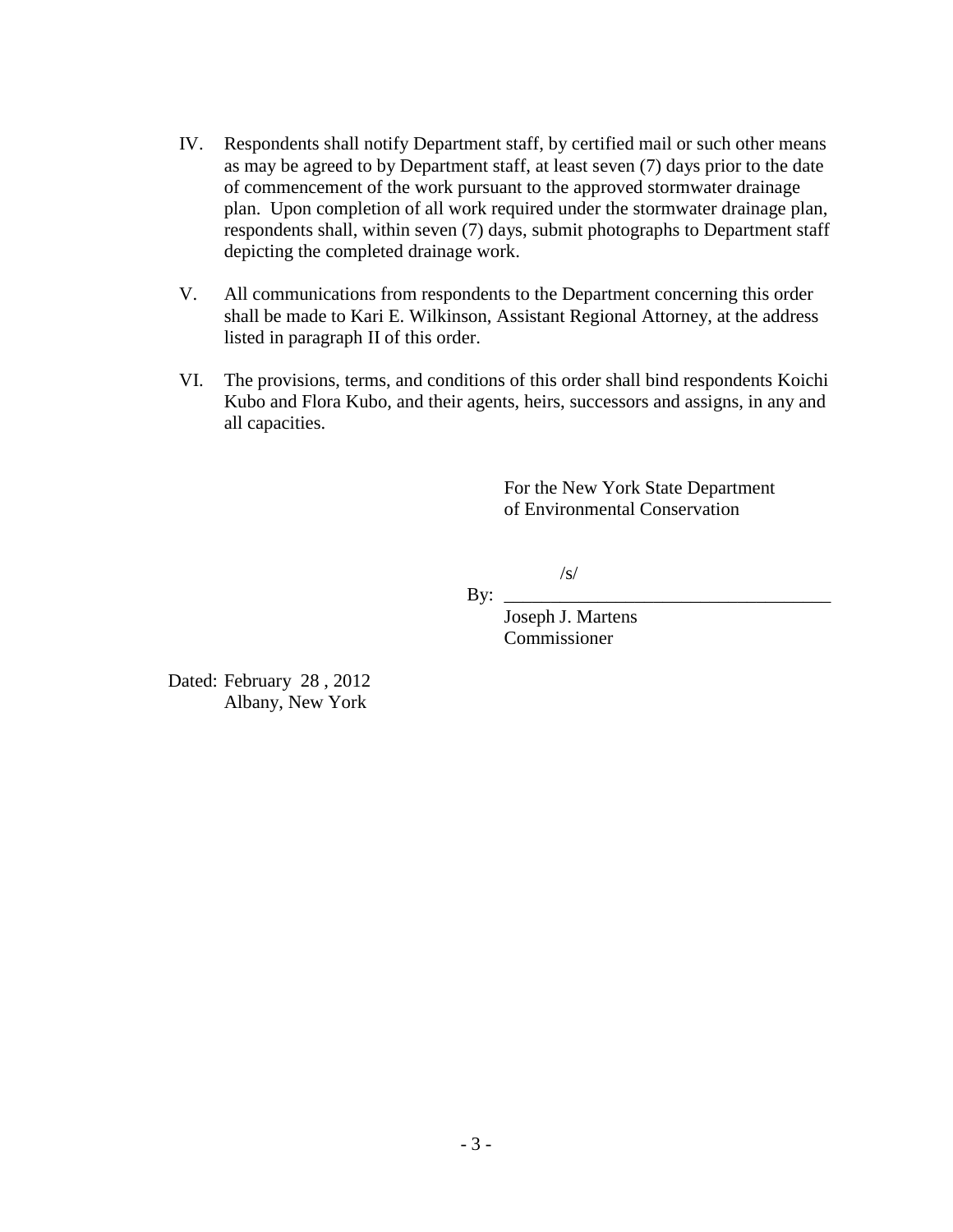IV. Respondents shall notify Department staff, by certified mail or such other means as may be agreed to by Department staff, at least seven (7) days prior to the date of commencement of the work pursuant to the approved stormwater drainage plan. Upon completion of all work required under the stormwater drainage plan, respondents shall, within seven (7) days, submit photographs to Department staff depicting the completed drainage work.

V. All communications from respondents to the Department concerning this order shall be made to Kari E. Wilkinson, Assistant Regional Attorney, at the address listed in paragraph II of this order.

VI. The provisions, terms, and conditions of this order shall bind respondents Koichi Kubo and Flora Kubo, and their agents, heirs, successors and assigns, in any and all capacities.

For the New York State Department of Environmental Conservation

/s/

By: ___________________________________

Joseph J. Martens
Commissioner

Dated: February 28 , 2012
Albany, New York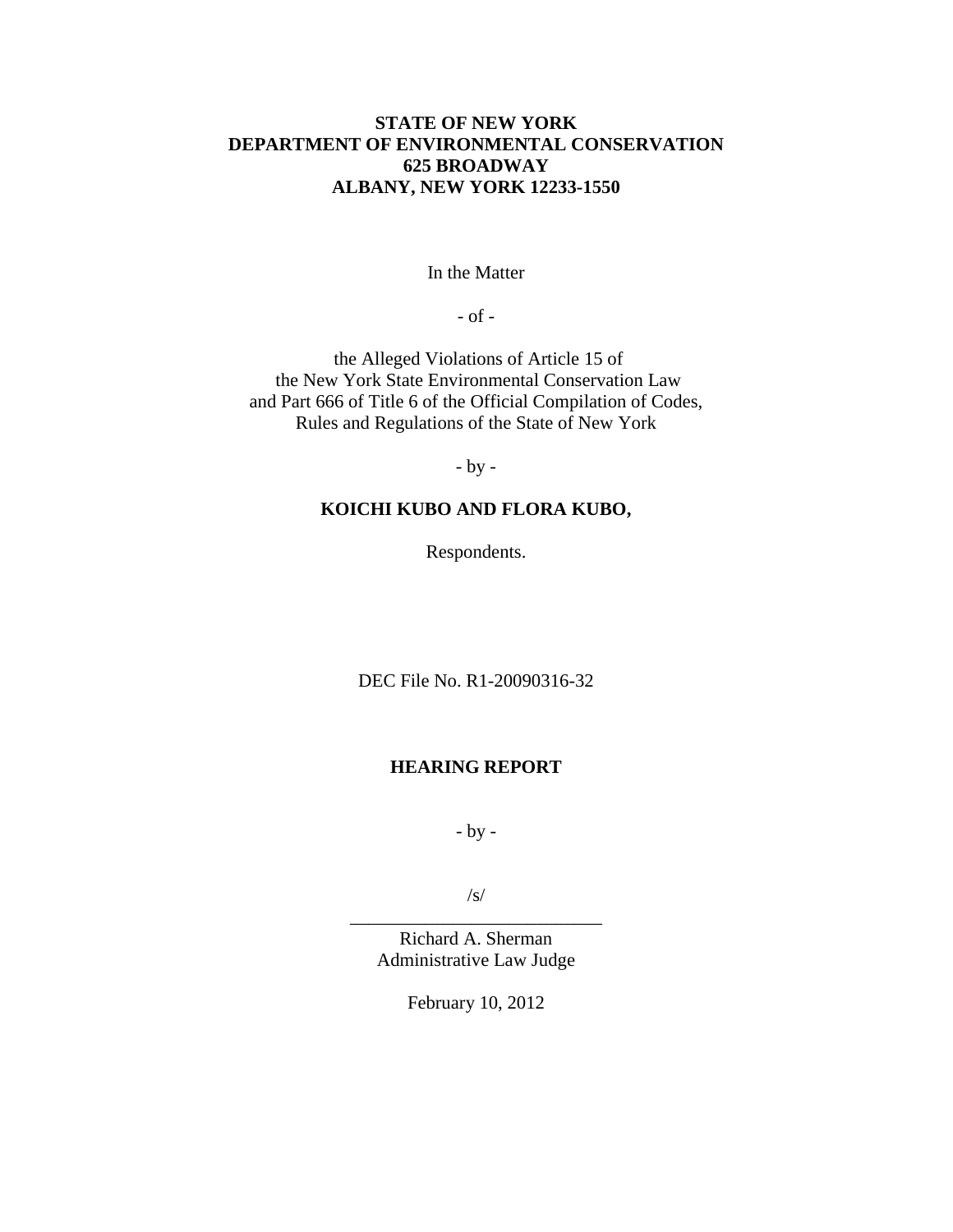**STATE OF NEW YORK**
**DEPARTMENT OF ENVIRONMENTAL CONSERVATION**
**625 BROADWAY**
**ALBANY, NEW YORK 12233-1550**

In the Matter

- of -

the Alleged Violations of Article 15 of
the New York State Environmental Conservation Law
and Part 666 of Title 6 of the Official Compilation of Codes,
Rules and Regulations of the State of New York

- by -

**KOICHI KUBO AND FLORA KUBO,**

Respondents.

DEC File No. R1-20090316-32

**HEARING REPORT**

- by -

/s/
\_\_\_\_\_\_\_\_\_\_\_\_\_\_\_\_\_\_\_\_\_\_\_\_\_\_\_\_\_\_
Richard A. Sherman
Administrative Law Judge

February 10, 2012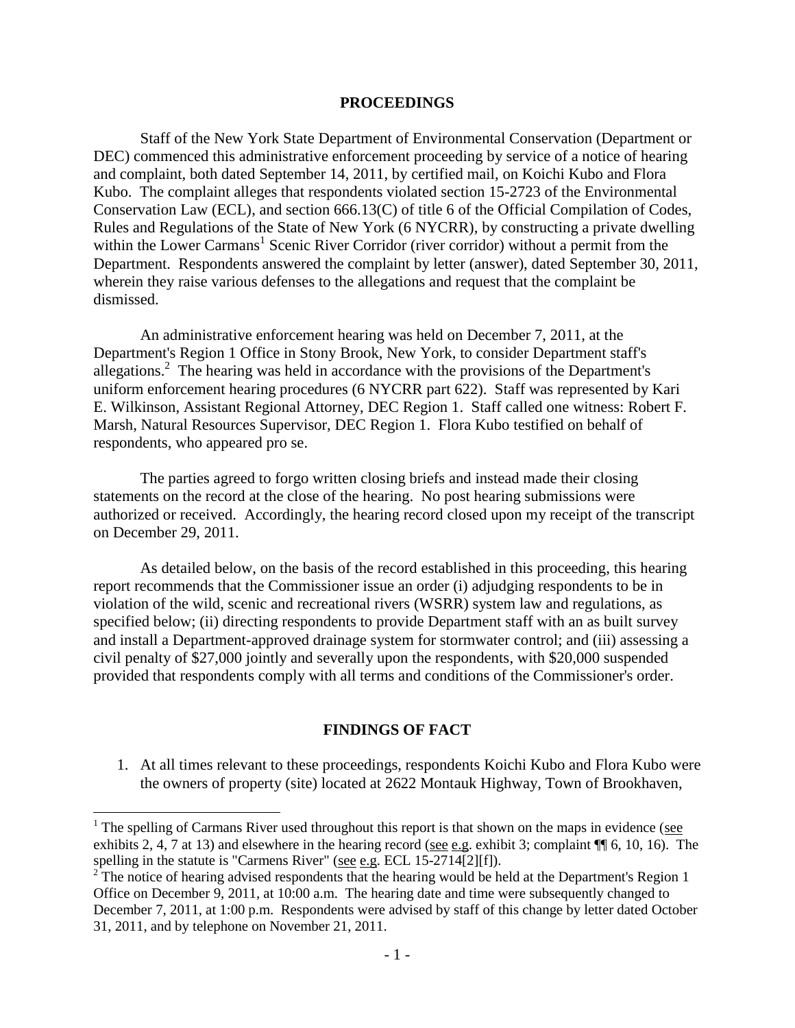## PROCEEDINGS

Staff of the New York State Department of Environmental Conservation (Department or DEC) commenced this administrative enforcement proceeding by service of a notice of hearing and complaint, both dated September 14, 2011, by certified mail, on Koichi Kubo and Flora Kubo. The complaint alleges that respondents violated section 15-2723 of the Environmental Conservation Law (ECL), and section 666.13(C) of title 6 of the Official Compilation of Codes, Rules and Regulations of the State of New York (6 NYCRR), by constructing a private dwelling within the Lower Carmans[1] Scenic River Corridor (river corridor) without a permit from the Department. Respondents answered the complaint by letter (answer), dated September 30, 2011, wherein they raise various defenses to the allegations and request that the complaint be dismissed.

An administrative enforcement hearing was held on December 7, 2011, at the Department's Region 1 Office in Stony Brook, New York, to consider Department staff's allegations.[2] The hearing was held in accordance with the provisions of the Department's uniform enforcement hearing procedures (6 NYCRR part 622). Staff was represented by Kari E. Wilkinson, Assistant Regional Attorney, DEC Region 1. Staff called one witness: Robert F. Marsh, Natural Resources Supervisor, DEC Region 1. Flora Kubo testified on behalf of respondents, who appeared pro se.

The parties agreed to forgo written closing briefs and instead made their closing statements on the record at the close of the hearing. No post hearing submissions were authorized or received. Accordingly, the hearing record closed upon my receipt of the transcript on December 29, 2011.

As detailed below, on the basis of the record established in this proceeding, this hearing report recommends that the Commissioner issue an order (i) adjudging respondents to be in violation of the wild, scenic and recreational rivers (WSRR) system law and regulations, as specified below; (ii) directing respondents to provide Department staff with an as built survey and install a Department-approved drainage system for stormwater control; and (iii) assessing a civil penalty of $27,000 jointly and severally upon the respondents, with $20,000 suspended provided that respondents comply with all terms and conditions of the Commissioner's order.

## FINDINGS OF FACT

1. At all times relevant to these proceedings, respondents Koichi Kubo and Flora Kubo were the owners of property (site) located at 2622 Montauk Highway, Town of Brookhaven,

---

[1] The spelling of Carmans River used throughout this report is that shown on the maps in evidence (see exhibits 2, 4, 7 at 13) and elsewhere in the hearing record (see e.g. exhibit 3; complaint ¶¶ 6, 10, 16). The spelling in the statute is "Carmens River" (see e.g. ECL 15-2714[2][f]).

[2] The notice of hearing advised respondents that the hearing would be held at the Department's Region 1 Office on December 9, 2011, at 10:00 a.m. The hearing date and time were subsequently changed to December 7, 2011, at 1:00 p.m. Respondents were advised by staff of this change by letter dated October 31, 2011, and by telephone on November 21, 2011.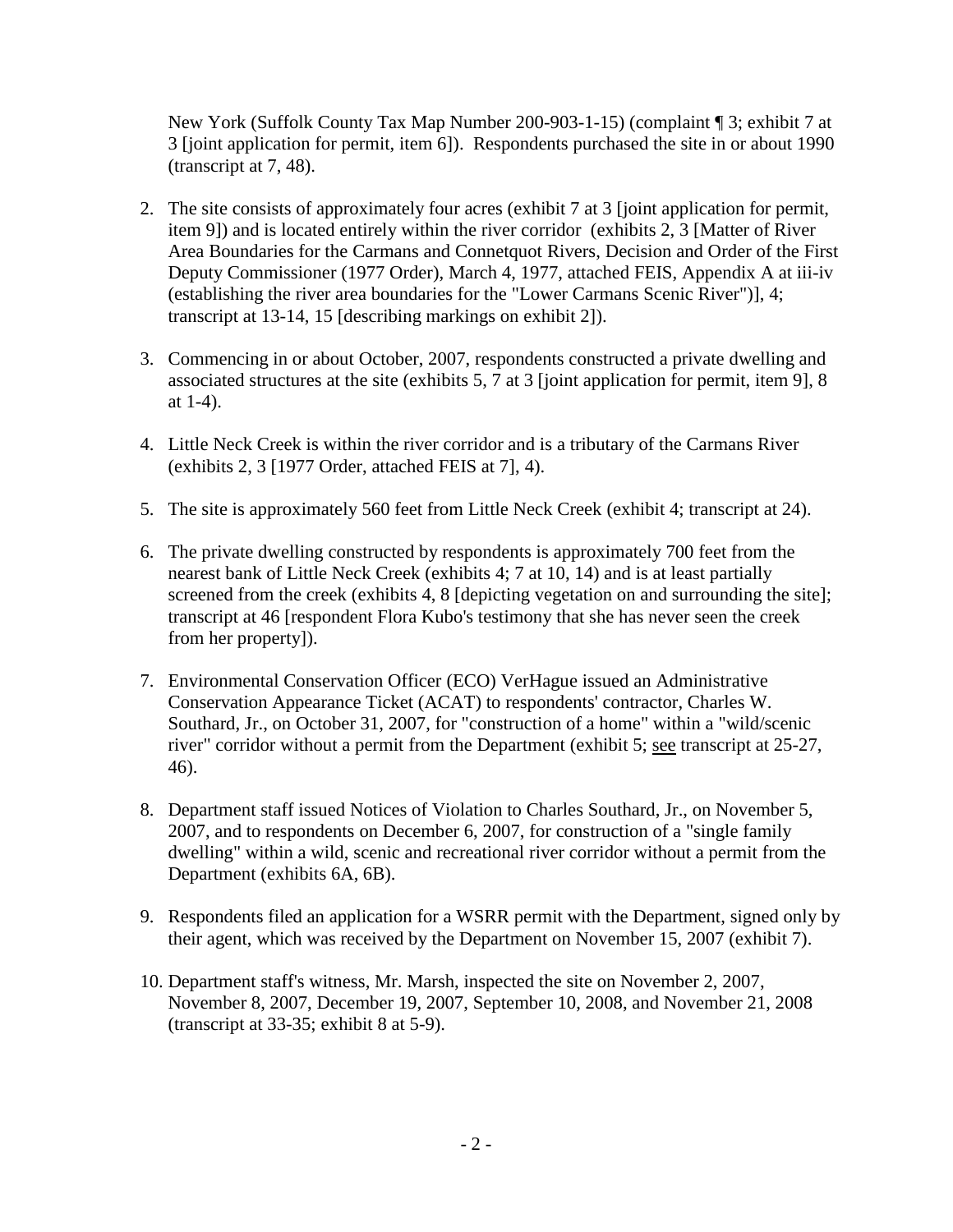New York (Suffolk County Tax Map Number 200-903-1-15) (complaint ¶ 3; exhibit 7 at 3 [joint application for permit, item 6]). Respondents purchased the site in or about 1990 (transcript at 7, 48).

2. The site consists of approximately four acres (exhibit 7 at 3 [joint application for permit, item 9]) and is located entirely within the river corridor (exhibits 2, 3 [Matter of River Area Boundaries for the Carmans and Connetquot Rivers, Decision and Order of the First Deputy Commissioner (1977 Order), March 4, 1977, attached FEIS, Appendix A at iii-iv (establishing the river area boundaries for the "Lower Carmans Scenic River")], 4; transcript at 13-14, 15 [describing markings on exhibit 2]).

3. Commencing in or about October, 2007, respondents constructed a private dwelling and associated structures at the site (exhibits 5, 7 at 3 [joint application for permit, item 9], 8 at 1-4).

4. Little Neck Creek is within the river corridor and is a tributary of the Carmans River (exhibits 2, 3 [1977 Order, attached FEIS at 7], 4).

5. The site is approximately 560 feet from Little Neck Creek (exhibit 4; transcript at 24).

6. The private dwelling constructed by respondents is approximately 700 feet from the nearest bank of Little Neck Creek (exhibits 4; 7 at 10, 14) and is at least partially screened from the creek (exhibits 4, 8 [depicting vegetation on and surrounding the site]; transcript at 46 [respondent Flora Kubo's testimony that she has never seen the creek from her property]).

7. Environmental Conservation Officer (ECO) VerHague issued an Administrative Conservation Appearance Ticket (ACAT) to respondents' contractor, Charles W. Southard, Jr., on October 31, 2007, for "construction of a home" within a "wild/scenic river" corridor without a permit from the Department (exhibit 5; see transcript at 25-27, 46).

8. Department staff issued Notices of Violation to Charles Southard, Jr., on November 5, 2007, and to respondents on December 6, 2007, for construction of a "single family dwelling" within a wild, scenic and recreational river corridor without a permit from the Department (exhibits 6A, 6B).

9. Respondents filed an application for a WSRR permit with the Department, signed only by their agent, which was received by the Department on November 15, 2007 (exhibit 7).

10. Department staff's witness, Mr. Marsh, inspected the site on November 2, 2007, November 8, 2007, December 19, 2007, September 10, 2008, and November 21, 2008 (transcript at 33-35; exhibit 8 at 5-9).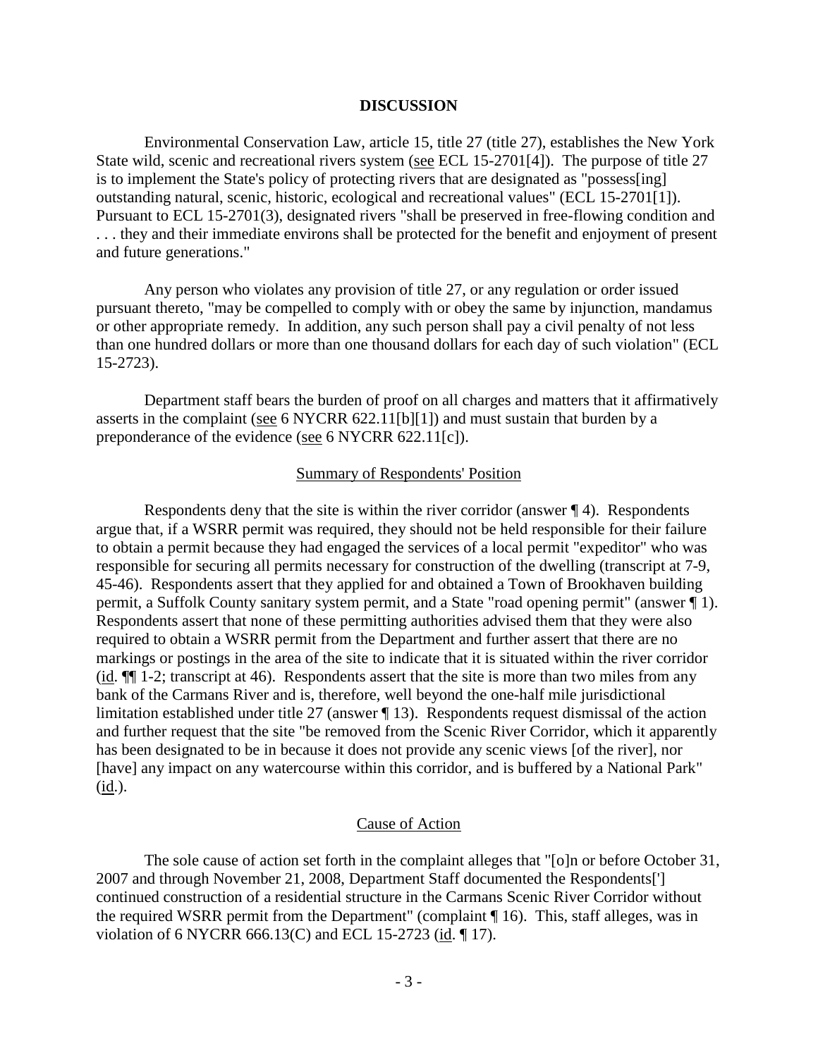## DISCUSSION

Environmental Conservation Law, article 15, title 27 (title 27), establishes the New York State wild, scenic and recreational rivers system (see ECL 15-2701[4]). The purpose of title 27 is to implement the State's policy of protecting rivers that are designated as "possess[ing] outstanding natural, scenic, historic, ecological and recreational values" (ECL 15-2701[1]). Pursuant to ECL 15-2701(3), designated rivers "shall be preserved in free-flowing condition and . . . they and their immediate environs shall be protected for the benefit and enjoyment of present and future generations."

Any person who violates any provision of title 27, or any regulation or order issued pursuant thereto, "may be compelled to comply with or obey the same by injunction, mandamus or other appropriate remedy. In addition, any such person shall pay a civil penalty of not less than one hundred dollars or more than one thousand dollars for each day of such violation" (ECL 15-2723).

Department staff bears the burden of proof on all charges and matters that it affirmatively asserts in the complaint (see 6 NYCRR 622.11[b][1]) and must sustain that burden by a preponderance of the evidence (see 6 NYCRR 622.11[c]).

### Summary of Respondents' Position

Respondents deny that the site is within the river corridor (answer ¶ 4). Respondents argue that, if a WSRR permit was required, they should not be held responsible for their failure to obtain a permit because they had engaged the services of a local permit "expeditor" who was responsible for securing all permits necessary for construction of the dwelling (transcript at 7-9, 45-46). Respondents assert that they applied for and obtained a Town of Brookhaven building permit, a Suffolk County sanitary system permit, and a State "road opening permit" (answer ¶ 1). Respondents assert that none of these permitting authorities advised them that they were also required to obtain a WSRR permit from the Department and further assert that there are no markings or postings in the area of the site to indicate that it is situated within the river corridor (id. ¶¶ 1-2; transcript at 46). Respondents assert that the site is more than two miles from any bank of the Carmans River and is, therefore, well beyond the one-half mile jurisdictional limitation established under title 27 (answer ¶ 13). Respondents request dismissal of the action and further request that the site "be removed from the Scenic River Corridor, which it apparently has been designated to be in because it does not provide any scenic views [of the river], nor [have] any impact on any watercourse within this corridor, and is buffered by a National Park" (id.).

### Cause of Action

The sole cause of action set forth in the complaint alleges that "[o]n or before October 31, 2007 and through November 21, 2008, Department Staff documented the Respondents['] continued construction of a residential structure in the Carmans Scenic River Corridor without the required WSRR permit from the Department" (complaint ¶ 16). This, staff alleges, was in violation of 6 NYCRR 666.13(C) and ECL 15-2723 (id. ¶ 17).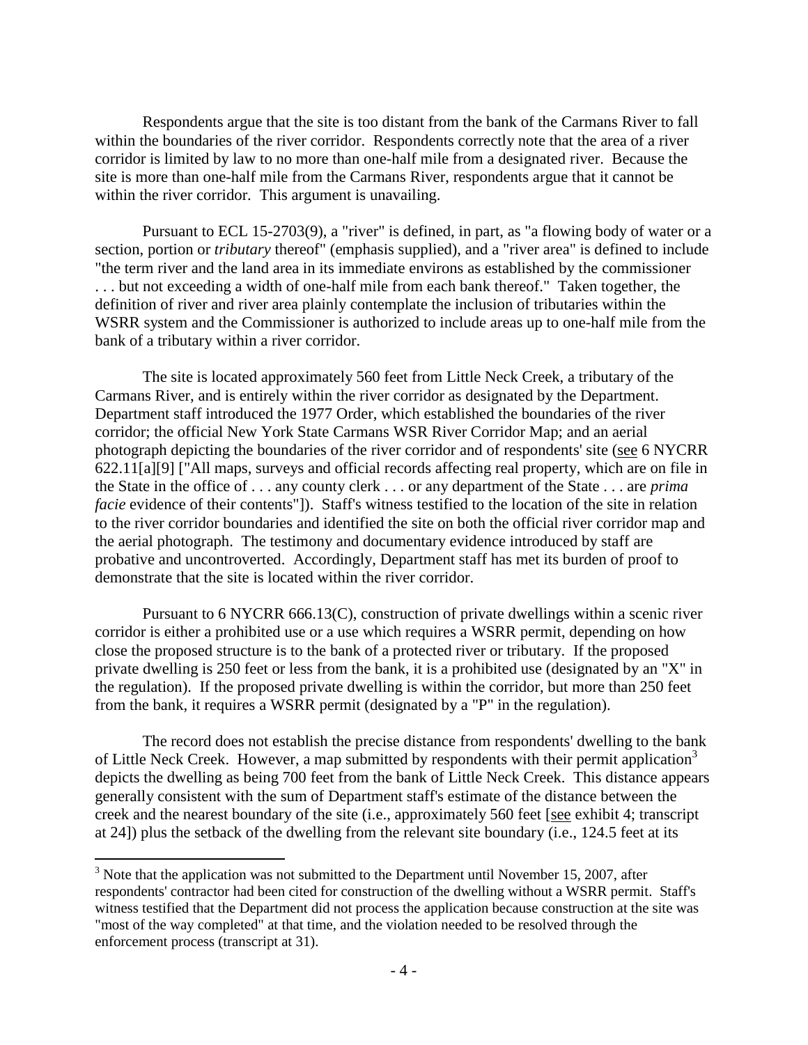Respondents argue that the site is too distant from the bank of the Carmans River to fall within the boundaries of the river corridor. Respondents correctly note that the area of a river corridor is limited by law to no more than one-half mile from a designated river. Because the site is more than one-half mile from the Carmans River, respondents argue that it cannot be within the river corridor. This argument is unavailing.

Pursuant to ECL 15-2703(9), a "river" is defined, in part, as "a flowing body of water or a section, portion or *tributary* thereof" (emphasis supplied), and a "river area" is defined to include "the term river and the land area in its immediate environs as established by the commissioner . . . but not exceeding a width of one-half mile from each bank thereof." Taken together, the definition of river and river area plainly contemplate the inclusion of tributaries within the WSRR system and the Commissioner is authorized to include areas up to one-half mile from the bank of a tributary within a river corridor.

The site is located approximately 560 feet from Little Neck Creek, a tributary of the Carmans River, and is entirely within the river corridor as designated by the Department. Department staff introduced the 1977 Order, which established the boundaries of the river corridor; the official New York State Carmans WSR River Corridor Map; and an aerial photograph depicting the boundaries of the river corridor and of respondents' site (see 6 NYCRR 622.11[a][9] ["All maps, surveys and official records affecting real property, which are on file in the State in the office of . . . any county clerk . . . or any department of the State . . . are *prima facie* evidence of their contents"]). Staff's witness testified to the location of the site in relation to the river corridor boundaries and identified the site on both the official river corridor map and the aerial photograph. The testimony and documentary evidence introduced by staff are probative and uncontroverted. Accordingly, Department staff has met its burden of proof to demonstrate that the site is located within the river corridor.

Pursuant to 6 NYCRR 666.13(C), construction of private dwellings within a scenic river corridor is either a prohibited use or a use which requires a WSRR permit, depending on how close the proposed structure is to the bank of a protected river or tributary. If the proposed private dwelling is 250 feet or less from the bank, it is a prohibited use (designated by an "X" in the regulation). If the proposed private dwelling is within the corridor, but more than 250 feet from the bank, it requires a WSRR permit (designated by a "P" in the regulation).

The record does not establish the precise distance from respondents' dwelling to the bank of Little Neck Creek. However, a map submitted by respondents with their permit application[3] depicts the dwelling as being 700 feet from the bank of Little Neck Creek. This distance appears generally consistent with the sum of Department staff's estimate of the distance between the creek and the nearest boundary of the site (i.e., approximately 560 feet [see exhibit 4; transcript at 24]) plus the setback of the dwelling from the relevant site boundary (i.e., 124.5 feet at its

[3] Note that the application was not submitted to the Department until November 15, 2007, after respondents' contractor had been cited for construction of the dwelling without a WSRR permit. Staff's witness testified that the Department did not process the application because construction at the site was "most of the way completed" at that time, and the violation needed to be resolved through the enforcement process (transcript at 31).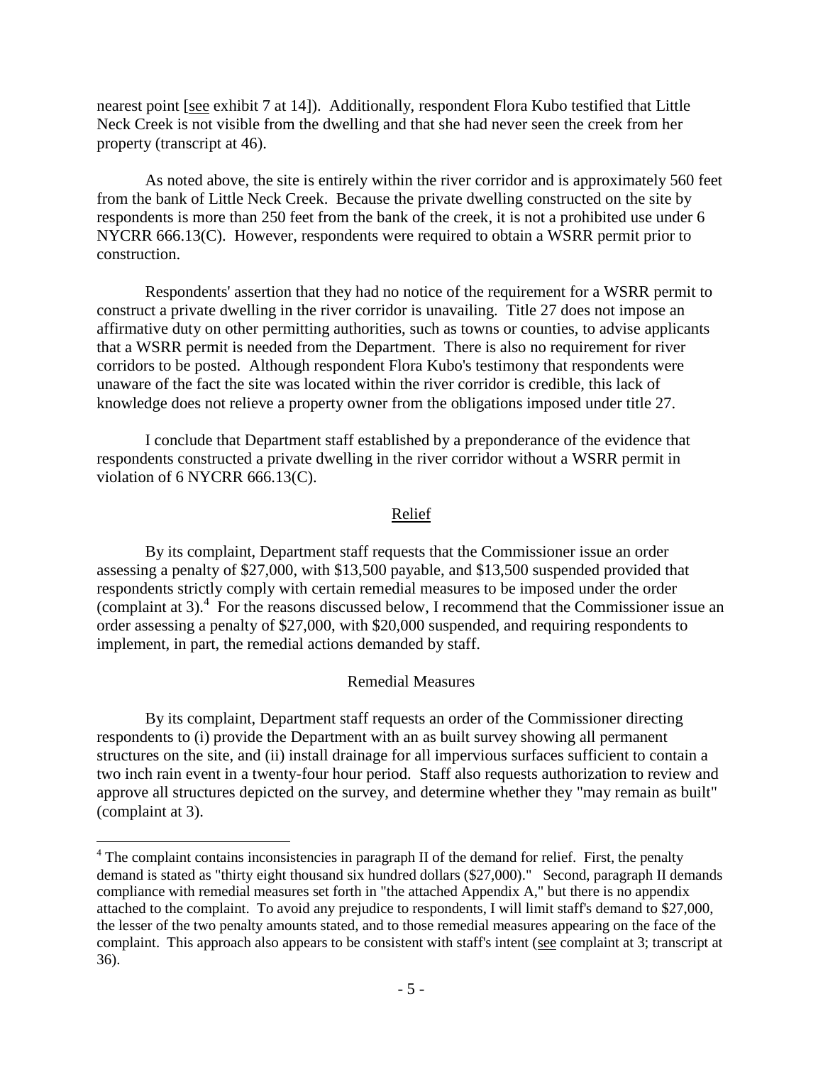nearest point [see exhibit 7 at 14]). Additionally, respondent Flora Kubo testified that Little Neck Creek is not visible from the dwelling and that she had never seen the creek from her property (transcript at 46).

As noted above, the site is entirely within the river corridor and is approximately 560 feet from the bank of Little Neck Creek. Because the private dwelling constructed on the site by respondents is more than 250 feet from the bank of the creek, it is not a prohibited use under 6 NYCRR 666.13(C). However, respondents were required to obtain a WSRR permit prior to construction.

Respondents' assertion that they had no notice of the requirement for a WSRR permit to construct a private dwelling in the river corridor is unavailing. Title 27 does not impose an affirmative duty on other permitting authorities, such as towns or counties, to advise applicants that a WSRR permit is needed from the Department. There is also no requirement for river corridors to be posted. Although respondent Flora Kubo's testimony that respondents were unaware of the fact the site was located within the river corridor is credible, this lack of knowledge does not relieve a property owner from the obligations imposed under title 27.

I conclude that Department staff established by a preponderance of the evidence that respondents constructed a private dwelling in the river corridor without a WSRR permit in violation of 6 NYCRR 666.13(C).

## Relief

By its complaint, Department staff requests that the Commissioner issue an order assessing a penalty of $27,000, with $13,500 payable, and $13,500 suspended provided that respondents strictly comply with certain remedial measures to be imposed under the order (complaint at 3).[4] For the reasons discussed below, I recommend that the Commissioner issue an order assessing a penalty of $27,000, with $20,000 suspended, and requiring respondents to implement, in part, the remedial actions demanded by staff.

### Remedial Measures

By its complaint, Department staff requests an order of the Commissioner directing respondents to (i) provide the Department with an as built survey showing all permanent structures on the site, and (ii) install drainage for all impervious surfaces sufficient to contain a two inch rain event in a twenty-four hour period. Staff also requests authorization to review and approve all structures depicted on the survey, and determine whether they "may remain as built" (complaint at 3).

---

[4] The complaint contains inconsistencies in paragraph II of the demand for relief. First, the penalty demand is stated as "thirty eight thousand six hundred dollars ($27,000)." Second, paragraph II demands compliance with remedial measures set forth in "the attached Appendix A," but there is no appendix attached to the complaint. To avoid any prejudice to respondents, I will limit staff's demand to $27,000, the lesser of the two penalty amounts stated, and to those remedial measures appearing on the face of the complaint. This approach also appears to be consistent with staff's intent (see complaint at 3; transcript at 36).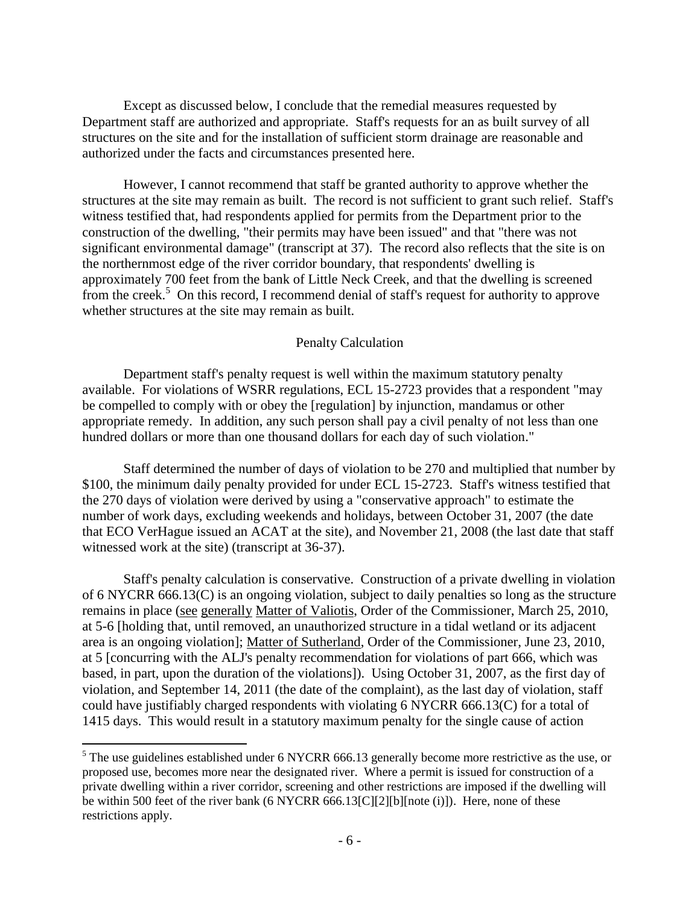Except as discussed below, I conclude that the remedial measures requested by Department staff are authorized and appropriate. Staff's requests for an as built survey of all structures on the site and for the installation of sufficient storm drainage are reasonable and authorized under the facts and circumstances presented here.

However, I cannot recommend that staff be granted authority to approve whether the structures at the site may remain as built. The record is not sufficient to grant such relief. Staff's witness testified that, had respondents applied for permits from the Department prior to the construction of the dwelling, "their permits may have been issued" and that "there was not significant environmental damage" (transcript at 37). The record also reflects that the site is on the northernmost edge of the river corridor boundary, that respondents' dwelling is approximately 700 feet from the bank of Little Neck Creek, and that the dwelling is screened from the creek.[5] On this record, I recommend denial of staff's request for authority to approve whether structures at the site may remain as built.

## Penalty Calculation

Department staff's penalty request is well within the maximum statutory penalty available. For violations of WSRR regulations, ECL 15-2723 provides that a respondent "may be compelled to comply with or obey the [regulation] by injunction, mandamus or other appropriate remedy. In addition, any such person shall pay a civil penalty of not less than one hundred dollars or more than one thousand dollars for each day of such violation."

Staff determined the number of days of violation to be 270 and multiplied that number by \$100, the minimum daily penalty provided for under ECL 15-2723. Staff's witness testified that the 270 days of violation were derived by using a "conservative approach" to estimate the number of work days, excluding weekends and holidays, between October 31, 2007 (the date that ECO VerHague issued an ACAT at the site), and November 21, 2008 (the last date that staff witnessed work at the site) (transcript at 36-37).

Staff's penalty calculation is conservative. Construction of a private dwelling in violation of 6 NYCRR 666.13(C) is an ongoing violation, subject to daily penalties so long as the structure remains in place (see generally Matter of Valiotis, Order of the Commissioner, March 25, 2010, at 5-6 [holding that, until removed, an unauthorized structure in a tidal wetland or its adjacent area is an ongoing violation]; Matter of Sutherland, Order of the Commissioner, June 23, 2010, at 5 [concurring with the ALJ's penalty recommendation for violations of part 666, which was based, in part, upon the duration of the violations]). Using October 31, 2007, as the first day of violation, and September 14, 2011 (the date of the complaint), as the last day of violation, staff could have justifiably charged respondents with violating 6 NYCRR 666.13(C) for a total of 1415 days. This would result in a statutory maximum penalty for the single cause of action

---

[5] The use guidelines established under 6 NYCRR 666.13 generally become more restrictive as the use, or proposed use, becomes more near the designated river. Where a permit is issued for construction of a private dwelling within a river corridor, screening and other restrictions are imposed if the dwelling will be within 500 feet of the river bank (6 NYCRR 666.13[C][2][b][note (i)]). Here, none of these restrictions apply.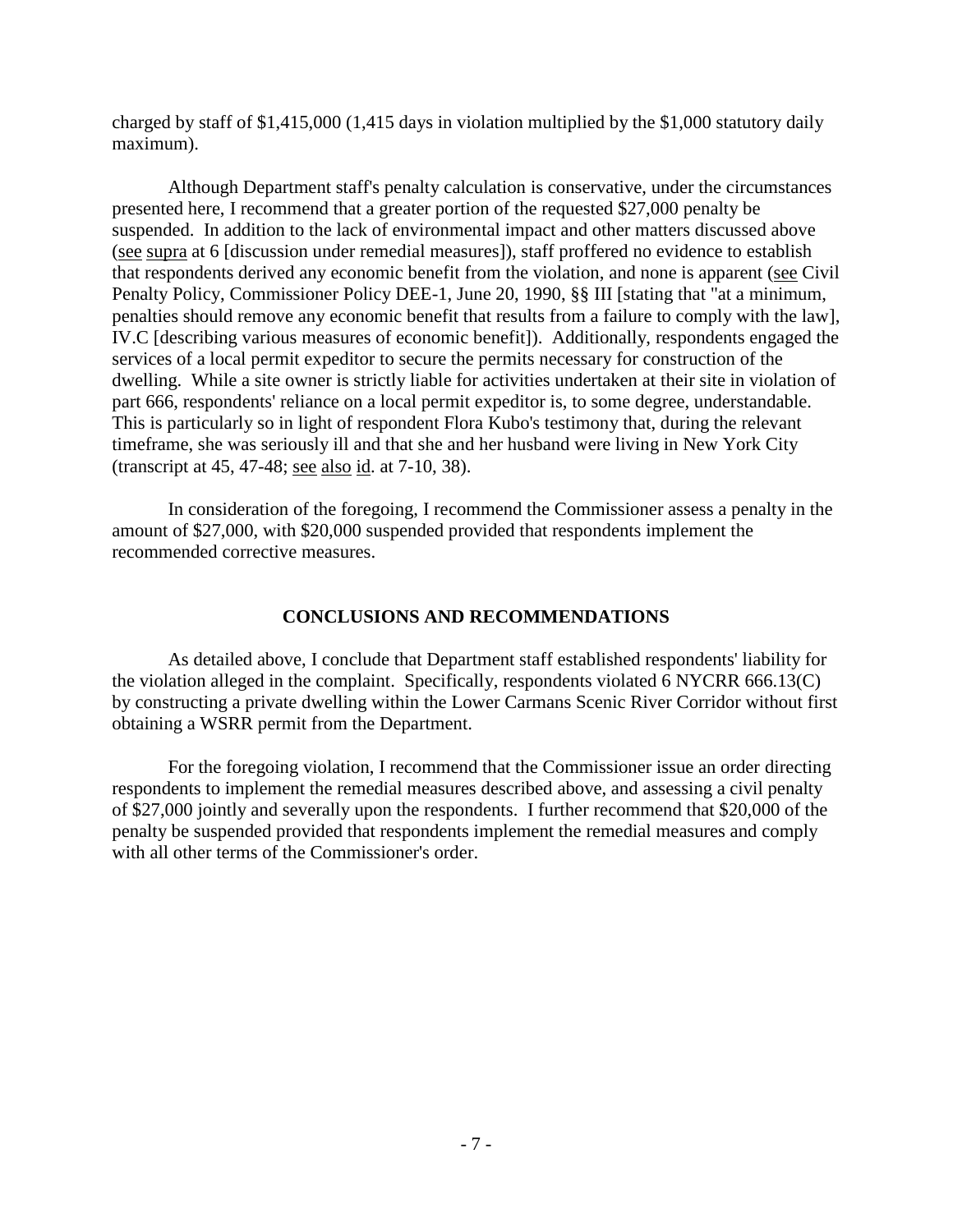charged by staff of $1,415,000 (1,415 days in violation multiplied by the $1,000 statutory daily maximum).

Although Department staff's penalty calculation is conservative, under the circumstances presented here, I recommend that a greater portion of the requested $27,000 penalty be suspended. In addition to the lack of environmental impact and other matters discussed above (see supra at 6 [discussion under remedial measures]), staff proffered no evidence to establish that respondents derived any economic benefit from the violation, and none is apparent (see Civil Penalty Policy, Commissioner Policy DEE-1, June 20, 1990, §§ III [stating that "at a minimum, penalties should remove any economic benefit that results from a failure to comply with the law], IV.C [describing various measures of economic benefit]). Additionally, respondents engaged the services of a local permit expeditor to secure the permits necessary for construction of the dwelling. While a site owner is strictly liable for activities undertaken at their site in violation of part 666, respondents' reliance on a local permit expeditor is, to some degree, understandable. This is particularly so in light of respondent Flora Kubo's testimony that, during the relevant timeframe, she was seriously ill and that she and her husband were living in New York City (transcript at 45, 47-48; see also id. at 7-10, 38).

In consideration of the foregoing, I recommend the Commissioner assess a penalty in the amount of $27,000, with $20,000 suspended provided that respondents implement the recommended corrective measures.

## CONCLUSIONS AND RECOMMENDATIONS

As detailed above, I conclude that Department staff established respondents' liability for the violation alleged in the complaint. Specifically, respondents violated 6 NYCRR 666.13(C) by constructing a private dwelling within the Lower Carmans Scenic River Corridor without first obtaining a WSRR permit from the Department.

For the foregoing violation, I recommend that the Commissioner issue an order directing respondents to implement the remedial measures described above, and assessing a civil penalty of $27,000 jointly and severally upon the respondents. I further recommend that $20,000 of the penalty be suspended provided that respondents implement the remedial measures and comply with all other terms of the Commissioner's order.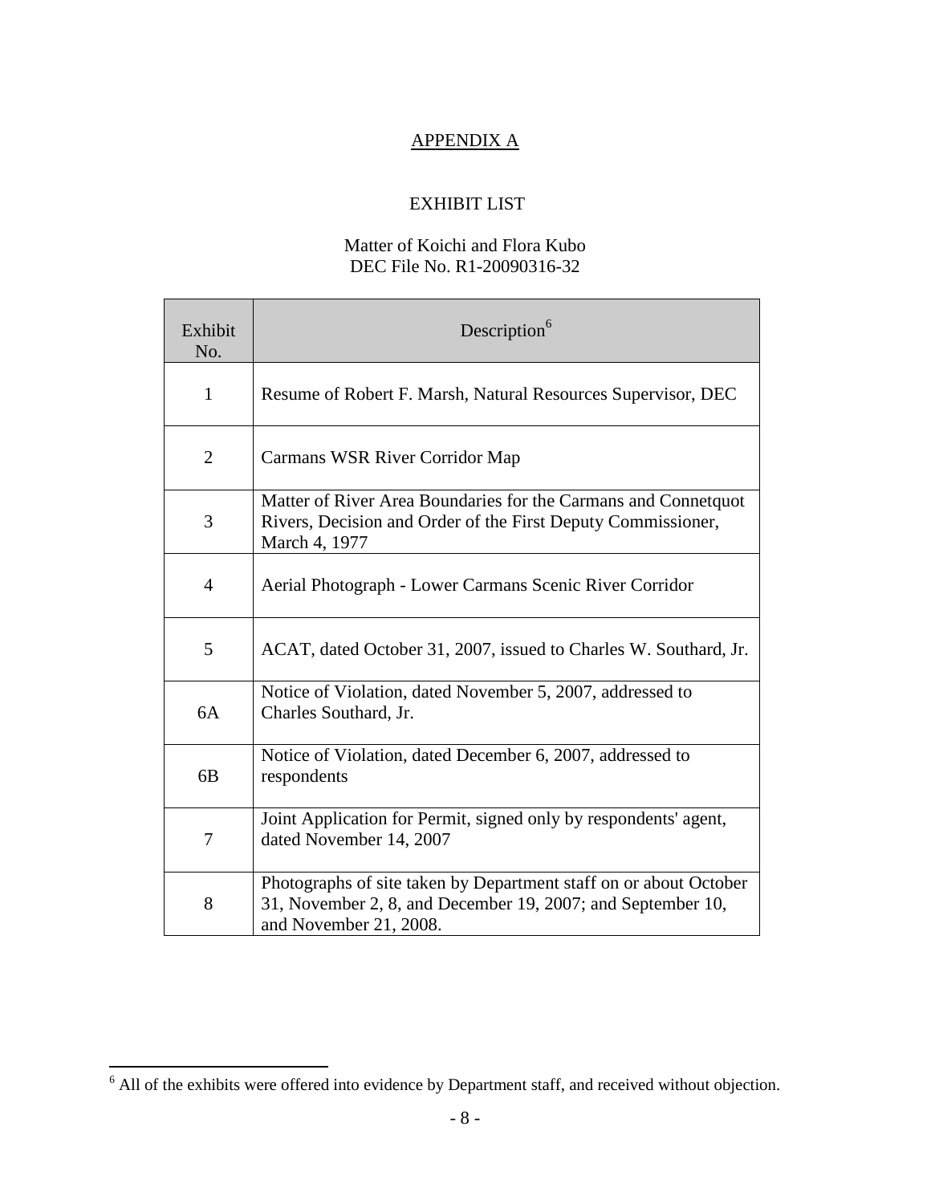## APPENDIX A

### EXHIBIT LIST

Matter of Koichi and Flora Kubo
DEC File No. R1-20090316-32

| Exhibit No. | Description[6] |
|---|---|
| 1 | Resume of Robert F. Marsh, Natural Resources Supervisor, DEC |
| 2 | Carmans WSR River Corridor Map |
| 3 | Matter of River Area Boundaries for the Carmans and Connetquot Rivers, Decision and Order of the First Deputy Commissioner, March 4, 1977 |
| 4 | Aerial Photograph - Lower Carmans Scenic River Corridor |
| 5 | ACAT, dated October 31, 2007, issued to Charles W. Southard, Jr. |
| 6A | Notice of Violation, dated November 5, 2007, addressed to Charles Southard, Jr. |
| 6B | Notice of Violation, dated December 6, 2007, addressed to respondents |
| 7 | Joint Application for Permit, signed only by respondents' agent, dated November 14, 2007 |
| 8 | Photographs of site taken by Department staff on or about October 31, November 2, 8, and December 19, 2007; and September 10, and November 21, 2008. |

[6] All of the exhibits were offered into evidence by Department staff, and received without objection.